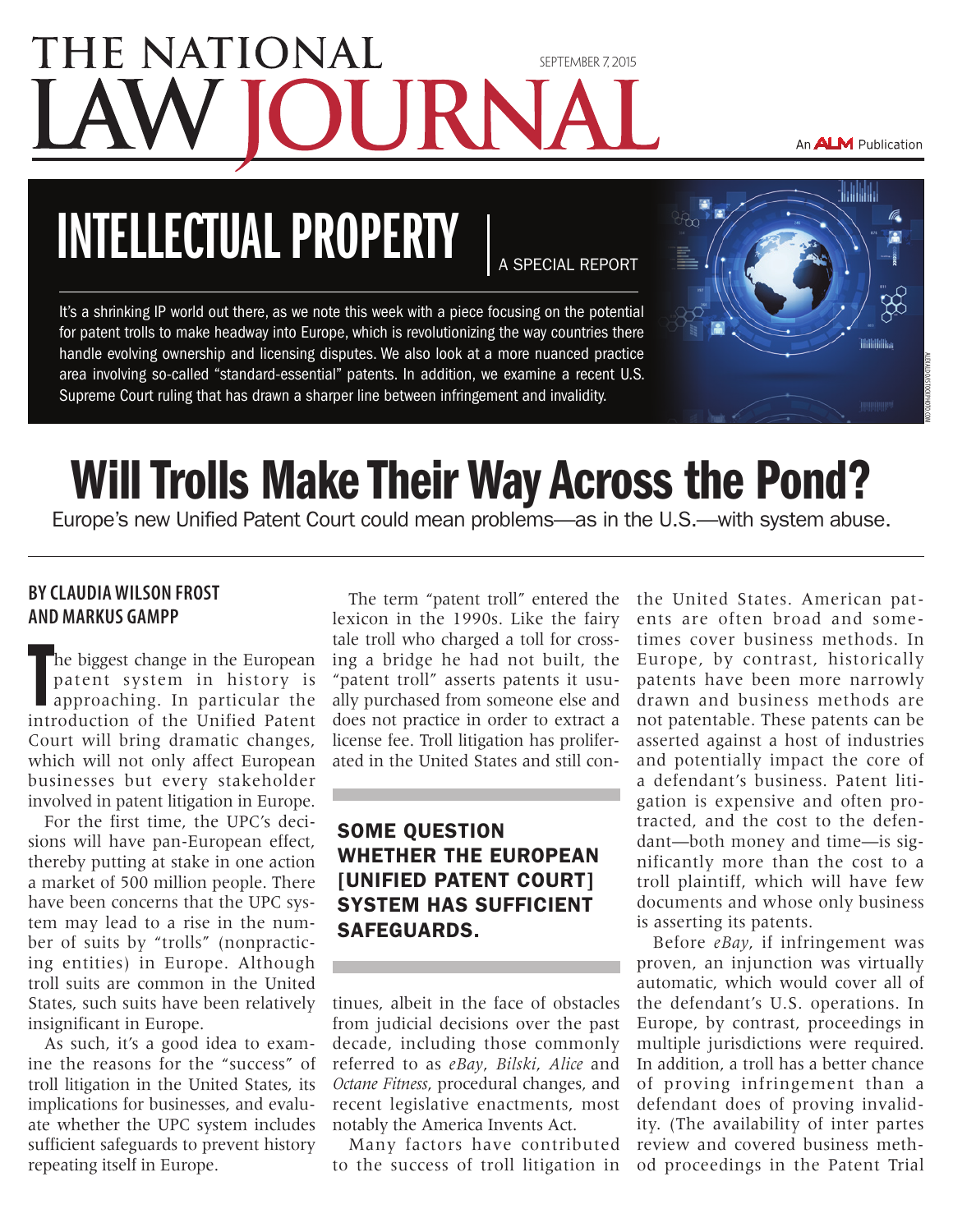# THE NATIONAL LAW JOURNAL

SEPTEMBER 7, 2015

An ALM Publication

## INTELLECTUAL PROPERTY | A SPECIAL REPORT

It's a shrinking IP world out there, as we note this week with a piece focusing on the potential for patent trolls to make headway into Europe, which is revolutionizing the way countries there handle evolving ownership and licensing disputes. We also look at a more nuanced practice area involving so-called "standard-essential" patents. In addition, we examine a recent U.S. Supreme Court ruling that has drawn a sharper line between infringement and invalidity.

# Will Trolls Make Their Way Across the Pond?

Europe's new Unified Patent Court could mean problems—as in the U.S.—with system abuse.

**BY CLAUDIA WILSON FROST AND MARKUS GAMPP**

The biggest change in the European patent system in history is approaching. In particular the introduction of the Unified Patent Court will bring dramatic changes, which will not only affect European businesses but every stakeholder involved in patent litigation in Europe.

For the first time, the UPC's decisions will have pan-European effect, thereby putting at stake in one action a market of 500 million people. There have been concerns that the UPC system may lead to a rise in the number of suits by "trolls" (nonpracticing entities) in Europe. Although troll suits are common in the United States, such suits have been relatively insignificant in Europe.

As such, it's a good idea to examine the reasons for the "success" of troll litigation in the United States, its implications for businesses, and evaluate whether the UPC system includes sufficient safeguards to prevent history repeating itself in Europe.

The term "patent troll" entered the lexicon in the 1990s. Like the fairy tale troll who charged a toll for crossing a bridge he had not built, the "patent troll" asserts patents it usually purchased from someone else and does not practice in order to extract a license fee. Troll litigation has proliferated in the United States and still continues, albeit in the face of obstacles from judicial decisions over the past decade, including those commonly referred to as *eBay*, *Bilski*, *Alice* and *Octane Fitness*, procedural changes, and recent legislative enactments, most notably the America Invents Act.

**SOME QUESTION WHETHER THE EUROPEAN [UNIFIED PATENT COURT] SYSTEM HAS SUFFICIENT SAFEGUARDS.**

Many factors have contributed to the success of troll litigation in the United States. American patents are often broad and sometimes cover business methods. In Europe, by contrast, historically patents have been more narrowly drawn and business methods are not patentable. These patents can be asserted against a host of industries and potentially impact the core of a defendant's business. Patent litigation is expensive and often protracted, and the cost to the defendant—both money and time—is significantly more than the cost to a troll plaintiff, which will have few documents and whose only business is asserting its patents.

Before *eBay*, if infringement was proven, an injunction was virtually automatic, which would cover all of the defendant's U.S. operations. In Europe, by contrast, proceedings in multiple jurisdictions were required. In addition, a troll has a better chance of proving infringement than a defendant does of proving invalidity. (The availability of inter partes review and covered business method proceedings in the Patent Trial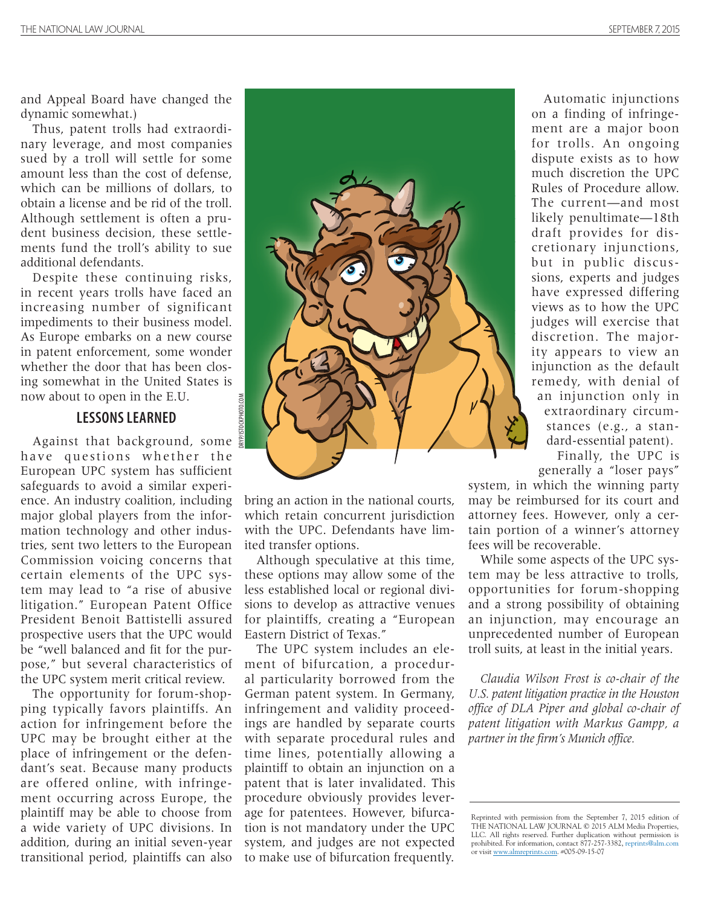and Appeal Board have changed the dynamic somewhat.)

Thus, patent trolls had extraordinary leverage, and most companies sued by a troll will settle for some amount less than the cost of defense, which can be millions of dollars, to obtain a license and be rid of the troll. Although settlement is often a prudent business decision, these settlements fund the troll's ability to sue additional defendants.

Despite these continuing risks, in recent years trolls have faced an increasing number of significant impediments to their business model. As Europe embarks on a new course in patent enforcement, some wonder whether the door that has been closing somewhat in the United States is now about to open in the E.U.

## LESSONS LEARNED

Against that background, some have questions whether the European UPC system has sufficient safeguards to avoid a similar experience. An industry coalition, including major global players from the information technology and other industries, sent two letters to the European Commission voicing concerns that certain elements of the UPC system may lead to "a rise of abusive litigation." European Patent Office President Benoit Battistelli assured prospective users that the UPC would be "well balanced and fit for the purpose," but several characteristics of the UPC system merit critical review.

The opportunity for forum-shopping typically favors plaintiffs. An action for infringement before the UPC may be brought either at the place of infringement or the defendant's seat. Because many products are offered online, with infringement occurring across Europe, the plaintiff may be able to choose from a wide variety of UPC divisions. In addition, during an initial seven-year transitional period, plaintiffs can also bring an action in the national courts, which retain concurrent jurisdiction with the UPC. Defendants have limited transfer options.

Although speculative at this time, these options may allow some of the less established local or regional divisions to develop as attractive venues for plaintiffs, creating a "European Eastern District of Texas."

The UPC system includes an element of bifurcation, a procedural particularity borrowed from the German patent system. In Germany, infringement and validity proceedings are handled by separate courts with separate procedural rules and time lines, potentially allowing a plaintiff to obtain an injunction on a patent that is later invalidated. This procedure obviously provides leverage for patentees. However, bifurcation is not mandatory under the UPC system, and judges are not expected to make use of bifurcation frequently.

Automatic injunctions on a finding of infringement are a major boon for trolls. An ongoing dispute exists as to how much discretion the UPC Rules of Procedure allow. The current—and most likely penultimate—18th draft provides for discretionary injunctions, but in public discussions, experts and judges have expressed differing views as to how the UPC judges will exercise that discretion. The majority appears to view an injunction as the default remedy, with denial of an injunction only in extraordinary circumstances (e.g., a standard-essential patent).

Finally, the UPC is generally a "loser pays" system, in which the winning party may be reimbursed for its court and attorney fees. However, only a certain portion of a winner's attorney fees will be recoverable.

While some aspects of the UPC system may be less attractive to trolls, opportunities for forum-shopping and a strong possibility of obtaining an injunction, may encourage an unprecedented number of European troll suits, at least in the initial years.

*Claudia Wilson Frost is co-chair of the U.S. patent litigation practice in the Houston office of DLA Piper and global co-chair of patent litigation with Markus Gampp, a partner in the firm's Munich office.*

Reprinted with permission from the September 7, 2015 edition of THE NATIONAL LAW JOURNAL © 2015 ALM Media Properties, LLC. All rights reserved. Further duplication without permission is prohibited. For information, contact 877-257-3382, reprints@alm.com or visit www.almreprints.com. #005-09-15-07